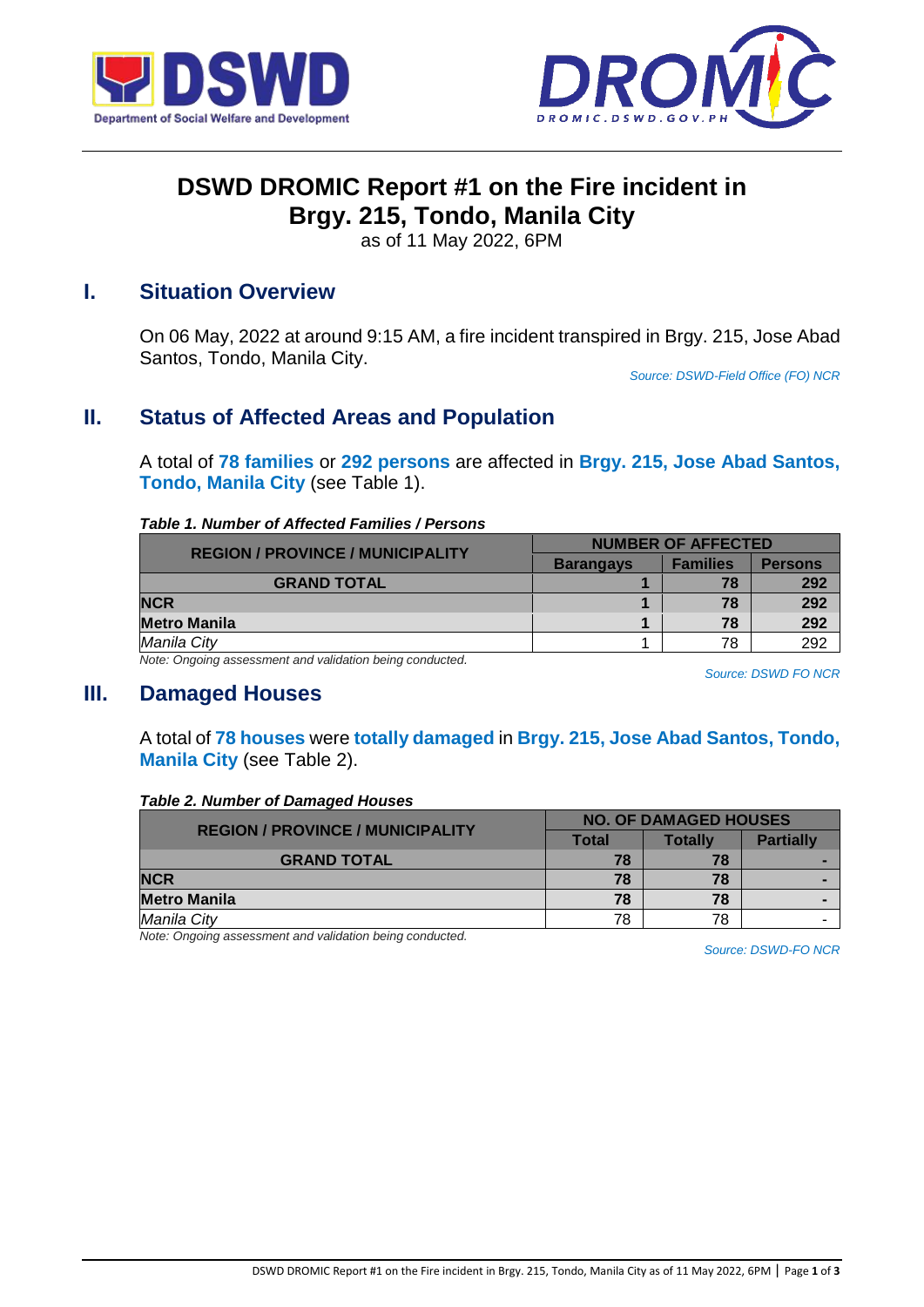# DSWD DROMIC Report #1 on the Fire incident in Brgy. 215, Tondo, Manila City

as of 11 May 2022, 6PM

## I. Situation Overview

On 06 May, 2022 at around 9:15 AM, a fire incident transpired in Brgy. 215, Jose Abad Santos, Tondo, Manila City.

*Source: DSWD-Field Office (FO) NCR*

## II. Status of Affected Areas and Population

A total of **78 families** or **292 persons** are affected in **Brgy. 215, Jose Abad Santos, Tondo, Manila City** (see Table 1).

***Table 1. Number of Affected Families / Persons***

| REGION / PROVINCE / MUNICIPALITY | NUMBER OF AFFECTED | | |
|---|---|---|---|
| | Barangays | Families | Persons |
| **GRAND TOTAL** | **1** | **78** | **292** |
| **NCR** | **1** | **78** | **292** |
| **Metro Manila** | **1** | **78** | **292** |
| *Manila City* | 1 | 78 | 292 |

*Note: Ongoing assessment and validation being conducted.*

*Source: DSWD FO NCR*

## III. Damaged Houses

A total of **78 houses** were **totally damaged** in **Brgy. 215, Jose Abad Santos, Tondo, Manila City** (see Table 2).

***Table 2. Number of Damaged Houses***

| REGION / PROVINCE / MUNICIPALITY | NO. OF DAMAGED HOUSES | | |
|---|---|---|---|
| | Total | Totally | Partially |
| **GRAND TOTAL** | **78** | **78** | **-** |
| **NCR** | **78** | **78** | **-** |
| **Metro Manila** | **78** | **78** | **-** |
| *Manila City* | 78 | 78 | - |

*Note: Ongoing assessment and validation being conducted.*

*Source: DSWD-FO NCR*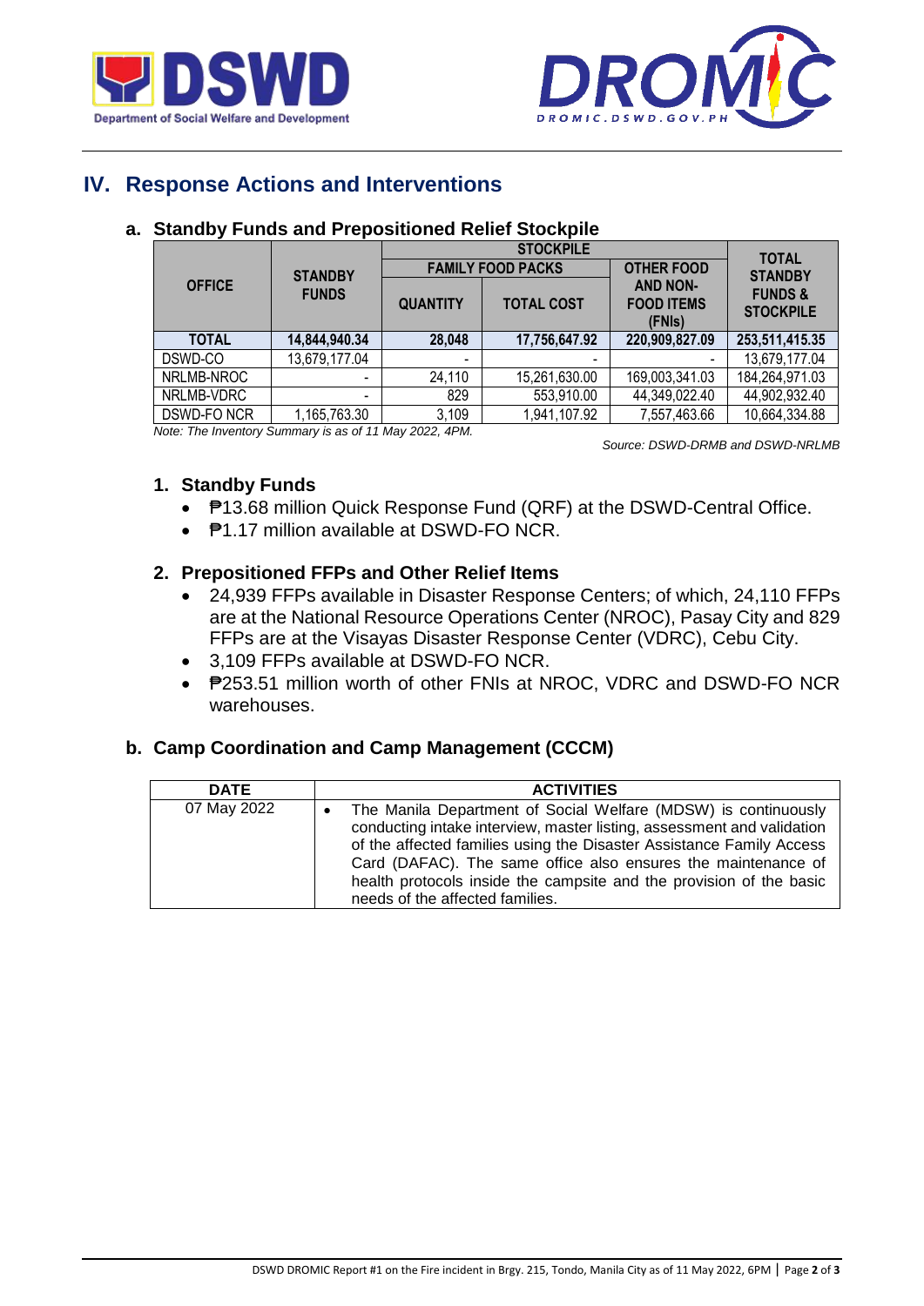## IV. Response Actions and Interventions

### a. Standby Funds and Prepositioned Relief Stockpile

| OFFICE | STANDBY FUNDS | STOCKPILE | | | TOTAL STANDBY FUNDS & STOCKPILE |
|---|---|---|---|---|---|
| | | FAMILY FOOD PACKS | | OTHER FOOD AND NON-FOOD ITEMS (FNIs) | |
| | | QUANTITY | TOTAL COST | | |
| **TOTAL** | **14,844,940.34** | **28,048** | **17,756,647.92** | **220,909,827.09** | **253,511,415.35** |
| DSWD-CO | 13,679,177.04 | - | - | - | 13,679,177.04 |
| NRLMB-NROC | - | 24,110 | 15,261,630.00 | 169,003,341.03 | 184,264,971.03 |
| NRLMB-VDRC | - | 829 | 553,910.00 | 44,349,022.40 | 44,902,932.40 |
| DSWD-FO NCR | 1,165,763.30 | 3,109 | 1,941,107.92 | 7,557,463.66 | 10,664,334.88 |

*Note: The Inventory Summary is as of 11 May 2022, 4PM.*

*Source: DSWD-DRMB and DSWD-NRLMB*

#### 1. Standby Funds

- ₱13.68 million Quick Response Fund (QRF) at the DSWD-Central Office.
- ₱1.17 million available at DSWD-FO NCR.

#### 2. Prepositioned FFPs and Other Relief Items

- 24,939 FFPs available in Disaster Response Centers; of which, 24,110 FFPs are at the National Resource Operations Center (NROC), Pasay City and 829 FFPs are at the Visayas Disaster Response Center (VDRC), Cebu City.
- 3,109 FFPs available at DSWD-FO NCR.
- ₱253.51 million worth of other FNIs at NROC, VDRC and DSWD-FO NCR warehouses.

### b. Camp Coordination and Camp Management (CCCM)

| DATE | ACTIVITIES |
|---|---|
| 07 May 2022 | • The Manila Department of Social Welfare (MDSW) is continuously conducting intake interview, master listing, assessment and validation of the affected families using the Disaster Assistance Family Access Card (DAFAC). The same office also ensures the maintenance of health protocols inside the campsite and the provision of the basic needs of the affected families. |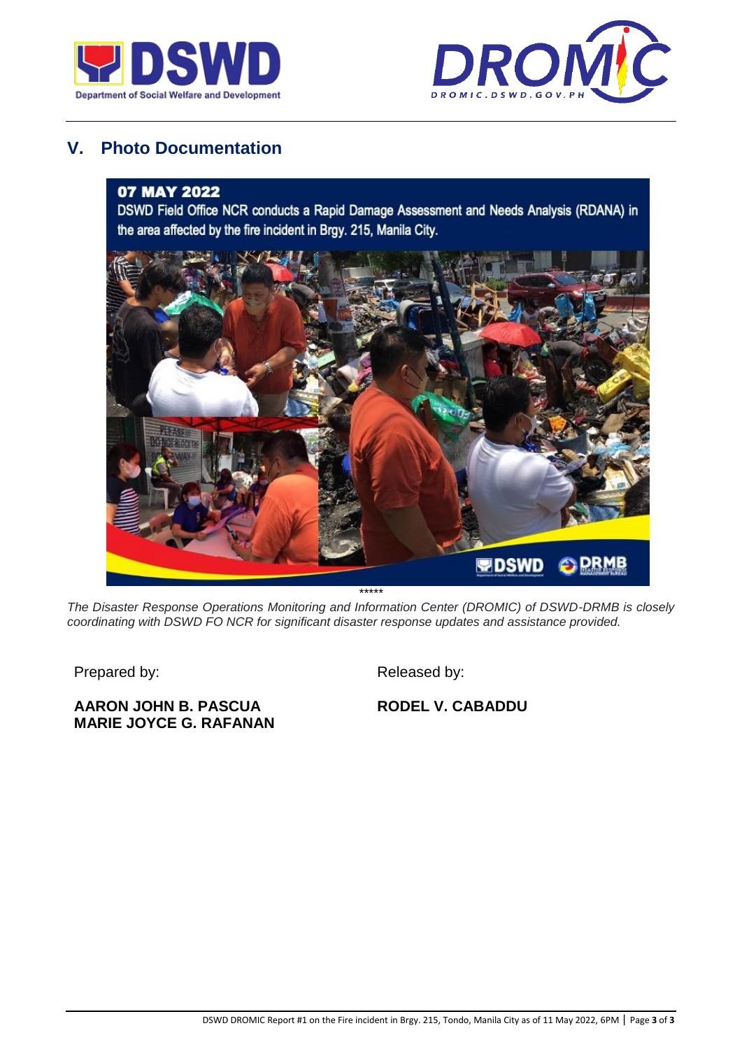## V. Photo Documentation

**07 MAY 2022**

DSWD Field Office NCR conducts a Rapid Damage Assessment and Needs Analysis (RDANA) in the area affected by the fire incident in Brgy. 215, Manila City.

*****

*The Disaster Response Operations Monitoring and Information Center (DROMIC) of DSWD-DRMB is closely coordinating with DSWD FO NCR for significant disaster response updates and assistance provided.*

Prepared by:

**AARON JOHN B. PASCUA**
**MARIE JOYCE G. RAFANAN**

Released by:

**RODEL V. CABADDU**